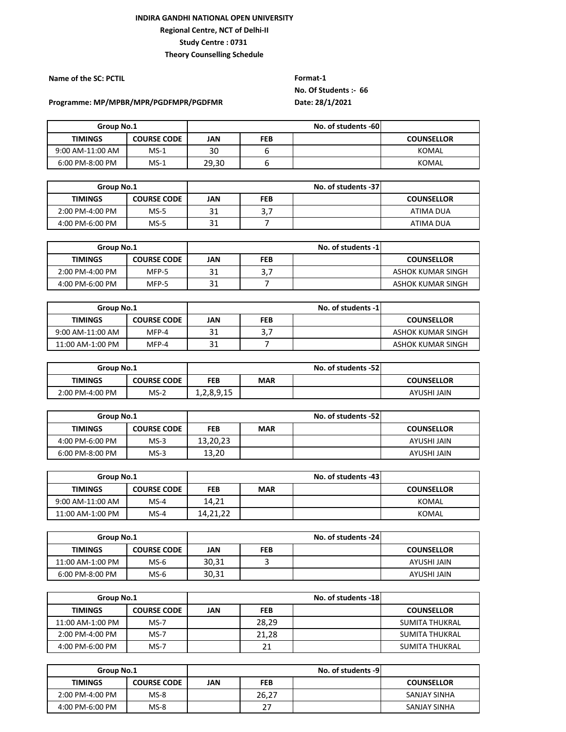**INDIRA GANDHI NATIONAL OPEN UNIVERSITY**

**Regional Centre, NCT of Delhi-II**

**Study Centre : 0731**

**Theory Counselling Schedule**

**Name of the SC: PCTIL**

**Format-1**

**No. Of Students :- 66**

**Programme: MP/MPBR/MPR/PGDFMPR/PGDFMR**

**Date: 28/1/2021**

| Group No.1 | | No. of students -60 | | | |
|---|---|---|---|---|---|
| TIMINGS | COURSE CODE | JAN | FEB | | COUNSELLOR |
| 9:00 AM-11:00 AM | MS-1 | 30 | 6 | | KOMAL |
| 6:00 PM-8:00 PM | MS-1 | 29,30 | 6 | | KOMAL |

| Group No.1 | | No. of students -37 | | | |
|---|---|---|---|---|---|
| TIMINGS | COURSE CODE | JAN | FEB | | COUNSELLOR |
| 2:00 PM-4:00 PM | MS-5 | 31 | 3,7 | | ATIMA DUA |
| 4:00 PM-6:00 PM | MS-5 | 31 | 7 | | ATIMA DUA |

| Group No.1 | | No. of students -1 | | | |
|---|---|---|---|---|---|
| TIMINGS | COURSE CODE | JAN | FEB | | COUNSELLOR |
| 2:00 PM-4:00 PM | MFP-5 | 31 | 3,7 | | ASHOK KUMAR SINGH |
| 4:00 PM-6:00 PM | MFP-5 | 31 | 7 | | ASHOK KUMAR SINGH |

| Group No.1 | | No. of students -1 | | | |
|---|---|---|---|---|---|
| TIMINGS | COURSE CODE | JAN | FEB | | COUNSELLOR |
| 9:00 AM-11:00 AM | MFP-4 | 31 | 3,7 | | ASHOK KUMAR SINGH |
| 11:00 AM-1:00 PM | MFP-4 | 31 | 7 | | ASHOK KUMAR SINGH |

| Group No.1 | | No. of students -52 | | | |
|---|---|---|---|---|---|
| TIMINGS | COURSE CODE | FEB | MAR | | COUNSELLOR |
| 2:00 PM-4:00 PM | MS-2 | 1,2,8,9,15 | | | AYUSHI JAIN |

| Group No.1 | | No. of students -52 | | | |
|---|---|---|---|---|---|
| TIMINGS | COURSE CODE | FEB | MAR | | COUNSELLOR |
| 4:00 PM-6:00 PM | MS-3 | 13,20,23 | | | AYUSHI JAIN |
| 6:00 PM-8:00 PM | MS-3 | 13,20 | | | AYUSHI JAIN |

| Group No.1 | | No. of students -43 | | | |
|---|---|---|---|---|---|
| TIMINGS | COURSE CODE | FEB | MAR | | COUNSELLOR |
| 9:00 AM-11:00 AM | MS-4 | 14,21 | | | KOMAL |
| 11:00 AM-1:00 PM | MS-4 | 14,21,22 | | | KOMAL |

| Group No.1 | | No. of students -24 | | | |
|---|---|---|---|---|---|
| TIMINGS | COURSE CODE | JAN | FEB | | COUNSELLOR |
| 11:00 AM-1:00 PM | MS-6 | 30,31 | 3 | | AYUSHI JAIN |
| 6:00 PM-8:00 PM | MS-6 | 30,31 | | | AYUSHI JAIN |

| Group No.1 | | No. of students -18 | | | |
|---|---|---|---|---|---|
| TIMINGS | COURSE CODE | JAN | FEB | | COUNSELLOR |
| 11:00 AM-1:00 PM | MS-7 | | 28,29 | | SUMITA THUKRAL |
| 2:00 PM-4:00 PM | MS-7 | | 21,28 | | SUMITA THUKRAL |
| 4:00 PM-6:00 PM | MS-7 | | 21 | | SUMITA THUKRAL |

| Group No.1 | | No. of students -9 | | | |
|---|---|---|---|---|---|
| TIMINGS | COURSE CODE | JAN | FEB | | COUNSELLOR |
| 2:00 PM-4:00 PM | MS-8 | | 26,27 | | SANJAY SINHA |
| 4:00 PM-6:00 PM | MS-8 | | 27 | | SANJAY SINHA |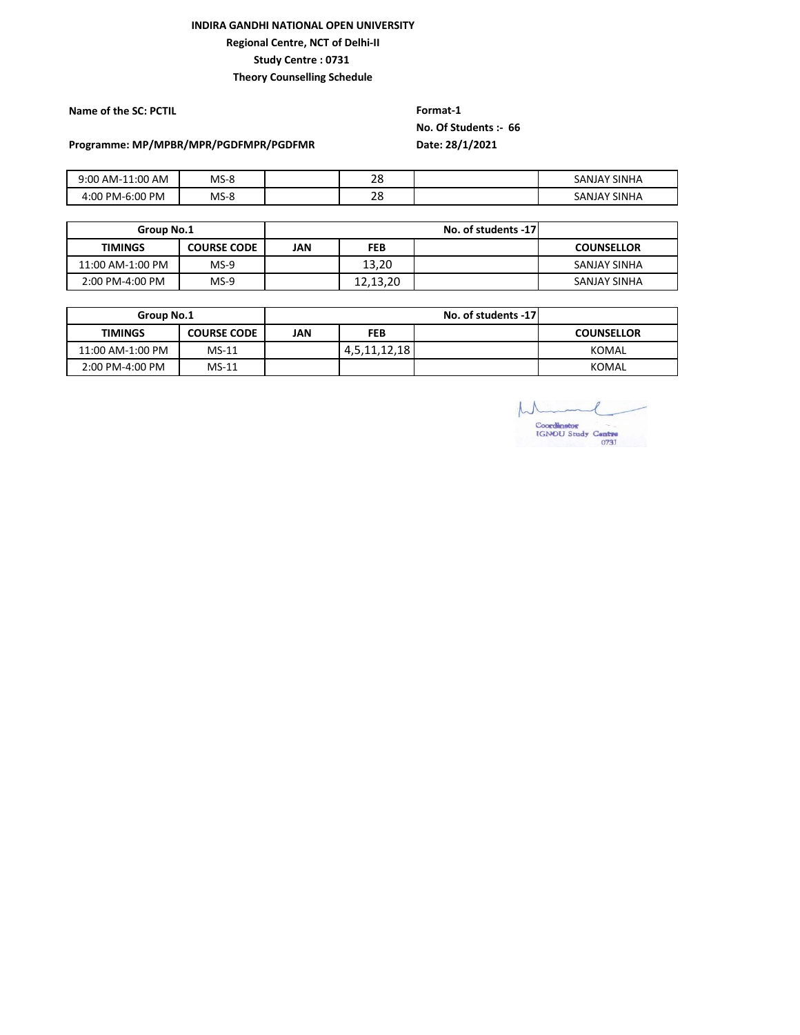**INDIRA GANDHI NATIONAL OPEN UNIVERSITY**

**Regional Centre, NCT of Delhi-II**

**Study Centre : 0731**

**Theory Counselling Schedule**

**Name of the SC: PCTIL**

**Format-1**

**No. Of Students :- 66**

**Programme: MP/MPBR/MPR/PGDFMPR/PGDFMR**

**Date: 28/1/2021**

| | | | | | |
|---|---|---|---|---|---|
| 9:00 AM-11:00 AM | MS-8 | | 28 | | SANJAY SINHA |
| 4:00 PM-6:00 PM | MS-8 | | 28 | | SANJAY SINHA |

| Group No.1 | | No. of students -17 | | | |
|---|---|---|---|---|---|
| **TIMINGS** | **COURSE CODE** | **JAN** | **FEB** | | **COUNSELLOR** |
| 11:00 AM-1:00 PM | MS-9 | | 13,20 | | SANJAY SINHA |
| 2:00 PM-4:00 PM | MS-9 | | 12,13,20 | | SANJAY SINHA |

| Group No.1 | | No. of students -17 | | | |
|---|---|---|---|---|---|
| **TIMINGS** | **COURSE CODE** | **JAN** | **FEB** | | **COUNSELLOR** |
| 11:00 AM-1:00 PM | MS-11 | | 4,5,11,12,18 | | KOMAL |
| 2:00 PM-4:00 PM | MS-11 | | | | KOMAL |

Coordinator
IGNOU Study Centre
0731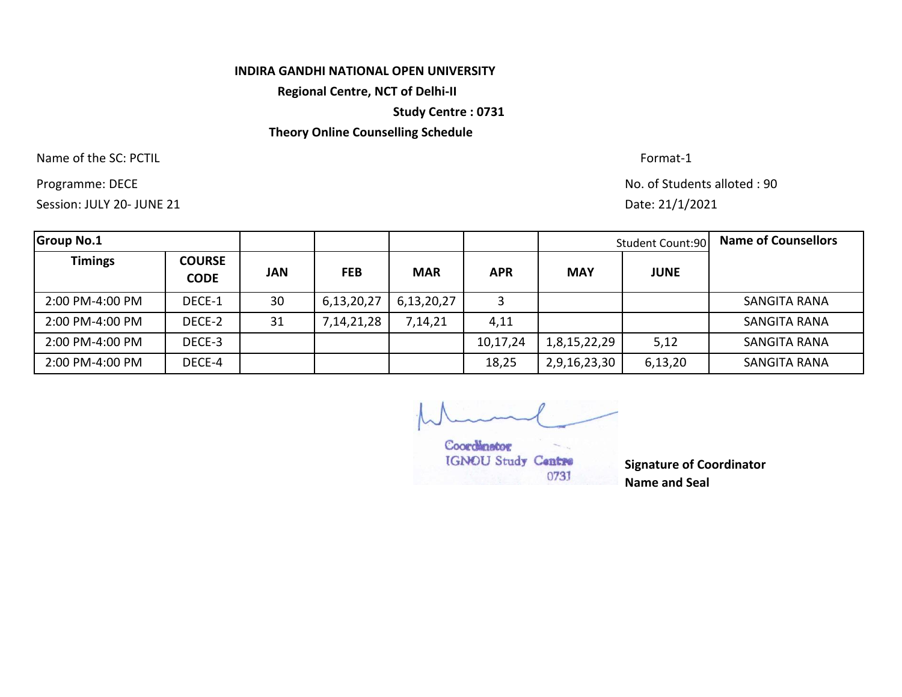**INDIRA GANDHI NATIONAL OPEN UNIVERSITY**

**Regional Centre, NCT of Delhi-II**

**Study Centre : 0731**

**Theory Online Counselling Schedule**

Name of the SC: PCTIL — Format-1

Programme: DECE — No. of Students alloted : 90

Session: JULY 20- JUNE 21 — Date: 21/1/2021

| **Group No.1** | | | | | | Student Count:90 | | **Name of Counsellors** |
|---|---|---|---|---|---|---|---|---|
| **Timings** | **COURSE CODE** | **JAN** | **FEB** | **MAR** | **APR** | **MAY** | **JUNE** | |
| 2:00 PM-4:00 PM | DECE-1 | 30 | 6,13,20,27 | 6,13,20,27 | 3 | | | SANGITA RANA |
| 2:00 PM-4:00 PM | DECE-2 | 31 | 7,14,21,28 | 7,14,21 | 4,11 | | | SANGITA RANA |
| 2:00 PM-4:00 PM | DECE-3 | | | | 10,17,24 | 1,8,15,22,29 | 5,12 | SANGITA RANA |
| 2:00 PM-4:00 PM | DECE-4 | | | | 18,25 | 2,9,16,23,30 | 6,13,20 | SANGITA RANA |

Coordinator
IGNOU Study Centre
0731

**Signature of Coordinator**
**Name and Seal**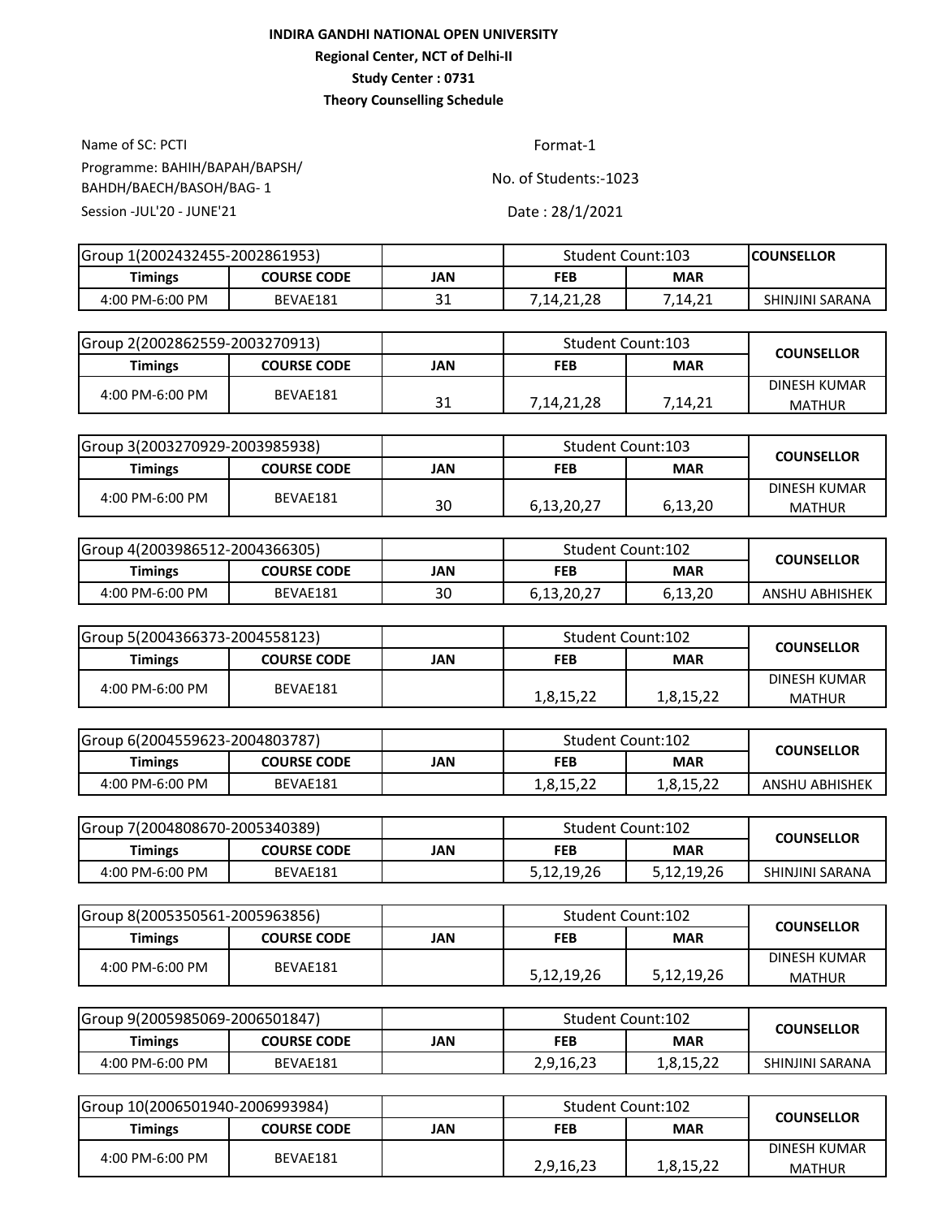**INDIRA GANDHI NATIONAL OPEN UNIVERSITY**

**Regional Center, NCT of Delhi-II**

**Study Center : 0731**

**Theory Counselling Schedule**

Name of SC: PCTI

Format-1

Programme: BAHIH/BAPAH/BAPSH/BAHDH/BAECH/BASOH/BAG- 1

No. of Students:-1023

Session -JUL'20 - JUNE'21

Date : 28/1/2021

| Group 1(2002432455-2002861953) | | | Student Count:103 | | COUNSELLOR |
|---|---|---|---|---|---|
| **Timings** | **COURSE CODE** | **JAN** | **FEB** | **MAR** | |
| 4:00 PM-6:00 PM | BEVAE181 | 31 | 7,14,21,28 | 7,14,21 | SHINJINI SARANA |

| Group 2(2002862559-2003270913) | | | Student Count:103 | | COUNSELLOR |
|---|---|---|---|---|---|
| **Timings** | **COURSE CODE** | **JAN** | **FEB** | **MAR** | |
| 4:00 PM-6:00 PM | BEVAE181 | 31 | 7,14,21,28 | 7,14,21 | DINESH KUMAR MATHUR |

| Group 3(2003270929-2003985938) | | | Student Count:103 | | COUNSELLOR |
|---|---|---|---|---|---|
| **Timings** | **COURSE CODE** | **JAN** | **FEB** | **MAR** | |
| 4:00 PM-6:00 PM | BEVAE181 | 30 | 6,13,20,27 | 6,13,20 | DINESH KUMAR MATHUR |

| Group 4(2003986512-2004366305) | | | Student Count:102 | | COUNSELLOR |
|---|---|---|---|---|---|
| **Timings** | **COURSE CODE** | **JAN** | **FEB** | **MAR** | |
| 4:00 PM-6:00 PM | BEVAE181 | 30 | 6,13,20,27 | 6,13,20 | ANSHU ABHISHEK |

| Group 5(2004366373-2004558123) | | | Student Count:102 | | COUNSELLOR |
|---|---|---|---|---|---|
| **Timings** | **COURSE CODE** | **JAN** | **FEB** | **MAR** | |
| 4:00 PM-6:00 PM | BEVAE181 | | 1,8,15,22 | 1,8,15,22 | DINESH KUMAR MATHUR |

| Group 6(2004559623-2004803787) | | | Student Count:102 | | COUNSELLOR |
|---|---|---|---|---|---|
| **Timings** | **COURSE CODE** | **JAN** | **FEB** | **MAR** | |
| 4:00 PM-6:00 PM | BEVAE181 | | 1,8,15,22 | 1,8,15,22 | ANSHU ABHISHEK |

| Group 7(2004808670-2005340389) | | | Student Count:102 | | COUNSELLOR |
|---|---|---|---|---|---|
| **Timings** | **COURSE CODE** | **JAN** | **FEB** | **MAR** | |
| 4:00 PM-6:00 PM | BEVAE181 | | 5,12,19,26 | 5,12,19,26 | SHINJINI SARANA |

| Group 8(2005350561-2005963856) | | | Student Count:102 | | COUNSELLOR |
|---|---|---|---|---|---|
| **Timings** | **COURSE CODE** | **JAN** | **FEB** | **MAR** | |
| 4:00 PM-6:00 PM | BEVAE181 | | 5,12,19,26 | 5,12,19,26 | DINESH KUMAR MATHUR |

| Group 9(2005985069-2006501847) | | | Student Count:102 | | COUNSELLOR |
|---|---|---|---|---|---|
| **Timings** | **COURSE CODE** | **JAN** | **FEB** | **MAR** | |
| 4:00 PM-6:00 PM | BEVAE181 | | 2,9,16,23 | 1,8,15,22 | SHINJINI SARANA |

| Group 10(2006501940-2006993984) | | | Student Count:102 | | COUNSELLOR |
|---|---|---|---|---|---|
| **Timings** | **COURSE CODE** | **JAN** | **FEB** | **MAR** | |
| 4:00 PM-6:00 PM | BEVAE181 | | 2,9,16,23 | 1,8,15,22 | DINESH KUMAR MATHUR |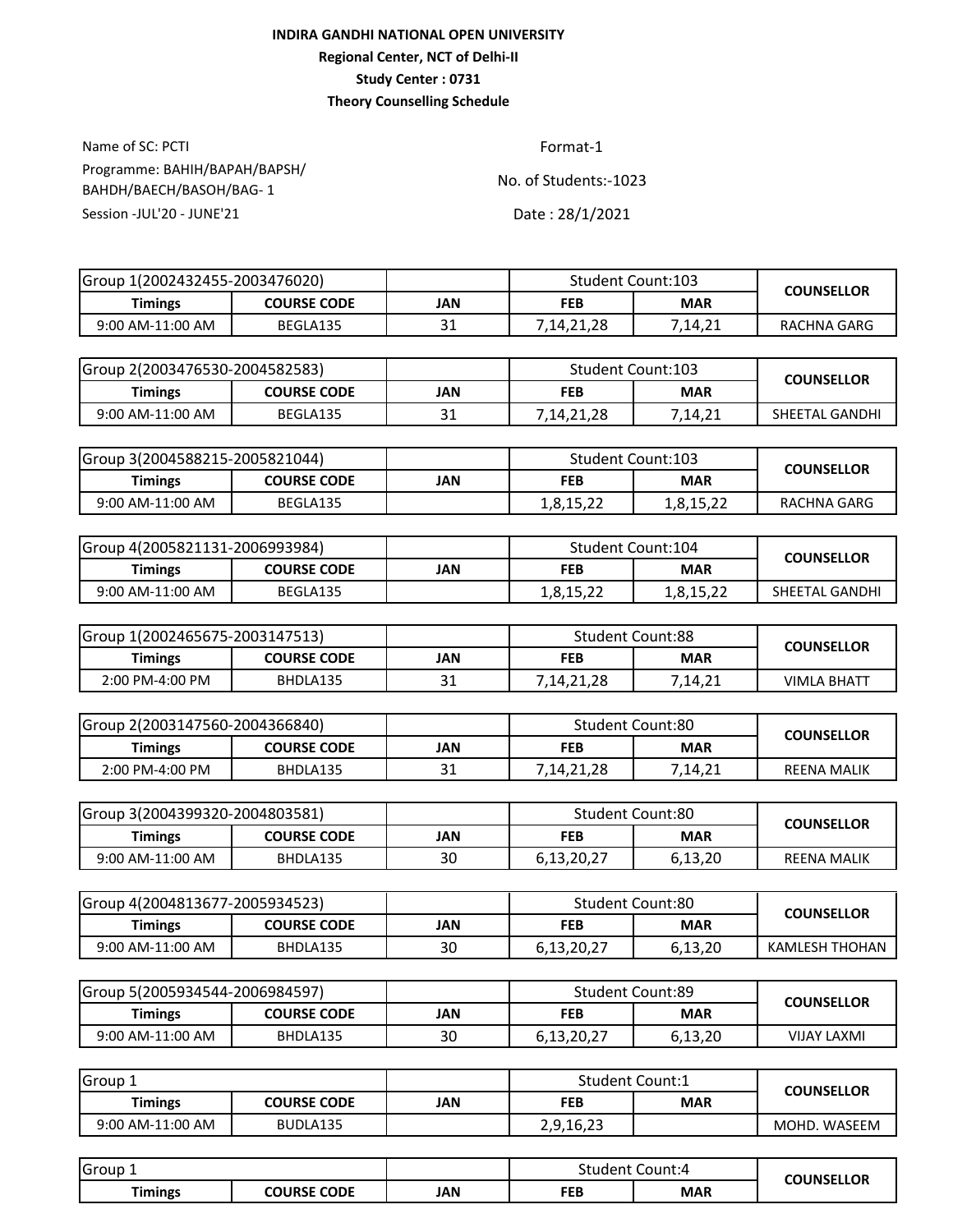**INDIRA GANDHI NATIONAL OPEN UNIVERSITY**

**Regional Center, NCT of Delhi-II**

**Study Center : 0731**

**Theory Counselling Schedule**

Name of SC: PCTI

Programme: BAHIH/BAPAH/BAPSH/BAHDH/BAECH/BASOH/BAG- 1

Session -JUL'20 - JUNE'21

Format-1

No. of Students:-1023

Date : 28/1/2021

| Group 1(2002432455-2003476020) | | | Student Count:103 | | COUNSELLOR |
|---|---|---|---|---|---|
| **Timings** | **COURSE CODE** | **JAN** | **FEB** | **MAR** | |
| 9:00 AM-11:00 AM | BEGLA135 | 31 | 7,14,21,28 | 7,14,21 | RACHNA GARG |

| Group 2(2003476530-2004582583) | | | Student Count:103 | | COUNSELLOR |
|---|---|---|---|---|---|
| **Timings** | **COURSE CODE** | **JAN** | **FEB** | **MAR** | |
| 9:00 AM-11:00 AM | BEGLA135 | 31 | 7,14,21,28 | 7,14,21 | SHEETAL GANDHI |

| Group 3(2004588215-2005821044) | | | Student Count:103 | | COUNSELLOR |
|---|---|---|---|---|---|
| **Timings** | **COURSE CODE** | **JAN** | **FEB** | **MAR** | |
| 9:00 AM-11:00 AM | BEGLA135 | | 1,8,15,22 | 1,8,15,22 | RACHNA GARG |

| Group 4(2005821131-2006993984) | | | Student Count:104 | | COUNSELLOR |
|---|---|---|---|---|---|
| **Timings** | **COURSE CODE** | **JAN** | **FEB** | **MAR** | |
| 9:00 AM-11:00 AM | BEGLA135 | | 1,8,15,22 | 1,8,15,22 | SHEETAL GANDHI |

| Group 1(2002465675-2003147513) | | | Student Count:88 | | COUNSELLOR |
|---|---|---|---|---|---|
| **Timings** | **COURSE CODE** | **JAN** | **FEB** | **MAR** | |
| 2:00 PM-4:00 PM | BHDLA135 | 31 | 7,14,21,28 | 7,14,21 | VIMLA BHATT |

| Group 2(2003147560-2004366840) | | | Student Count:80 | | COUNSELLOR |
|---|---|---|---|---|---|
| **Timings** | **COURSE CODE** | **JAN** | **FEB** | **MAR** | |
| 2:00 PM-4:00 PM | BHDLA135 | 31 | 7,14,21,28 | 7,14,21 | REENA MALIK |

| Group 3(2004399320-2004803581) | | | Student Count:80 | | COUNSELLOR |
|---|---|---|---|---|---|
| **Timings** | **COURSE CODE** | **JAN** | **FEB** | **MAR** | |
| 9:00 AM-11:00 AM | BHDLA135 | 30 | 6,13,20,27 | 6,13,20 | REENA MALIK |

| Group 4(2004813677-2005934523) | | | Student Count:80 | | COUNSELLOR |
|---|---|---|---|---|---|
| **Timings** | **COURSE CODE** | **JAN** | **FEB** | **MAR** | |
| 9:00 AM-11:00 AM | BHDLA135 | 30 | 6,13,20,27 | 6,13,20 | KAMLESH THOHAN |

| Group 5(2005934544-2006984597) | | | Student Count:89 | | COUNSELLOR |
|---|---|---|---|---|---|
| **Timings** | **COURSE CODE** | **JAN** | **FEB** | **MAR** | |
| 9:00 AM-11:00 AM | BHDLA135 | 30 | 6,13,20,27 | 6,13,20 | VIJAY LAXMI |

| Group 1 | | | Student Count:1 | | COUNSELLOR |
|---|---|---|---|---|---|
| **Timings** | **COURSE CODE** | **JAN** | **FEB** | **MAR** | |
| 9:00 AM-11:00 AM | BUDLA135 | | 2,9,16,23 | | MOHD. WASEEM |

| Group 1 | | | Student Count:4 | | COUNSELLOR |
|---|---|---|---|---|---|
| **Timings** | **COURSE CODE** | **JAN** | **FEB** | **MAR** | |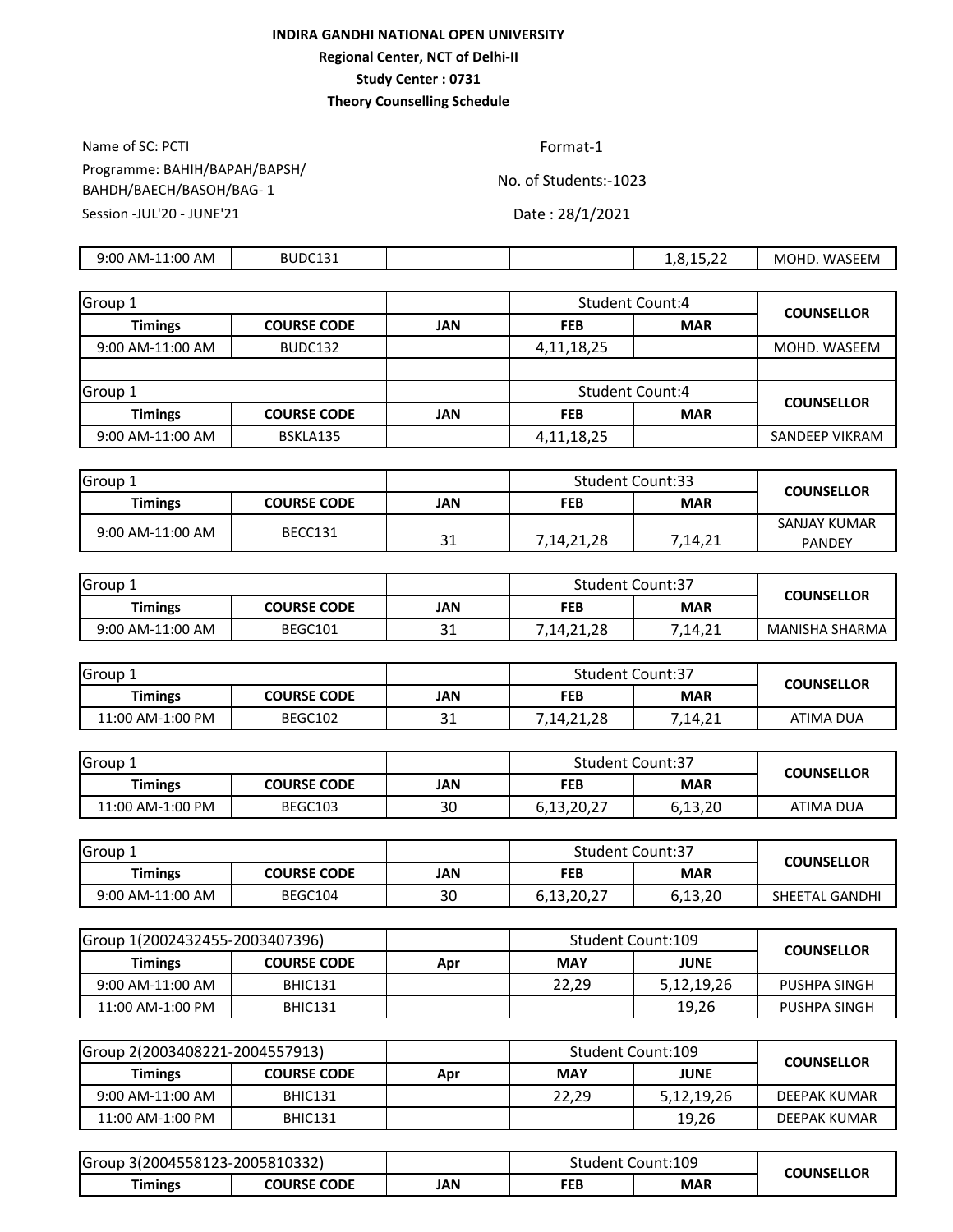**INDIRA GANDHI NATIONAL OPEN UNIVERSITY**

**Regional Center, NCT of Delhi-II**

**Study Center : 0731**

**Theory Counselling Schedule**

Name of SC: PCTI

Programme: BAHIH/BAPAH/BAPSH/ BAHDH/BAECH/BASOH/BAG- 1

Session -JUL'20 - JUNE'21

Format-1

No. of Students:-1023

Date : 28/1/2021

| | | | | | |
|---|---|---|---|---|---|
| 9:00 AM-11:00 AM | BUDC131 | | | 1,8,15,22 | MOHD. WASEEM |

| Group 1 | | | Student Count:4 | | COUNSELLOR |
|---|---|---|---|---|---|
| **Timings** | **COURSE CODE** | **JAN** | **FEB** | **MAR** | |
| 9:00 AM-11:00 AM | BUDC132 | | 4,11,18,25 | | MOHD. WASEEM |

| Group 1 | | | Student Count:4 | | COUNSELLOR |
|---|---|---|---|---|---|
| **Timings** | **COURSE CODE** | **JAN** | **FEB** | **MAR** | |
| 9:00 AM-11:00 AM | BSKLA135 | | 4,11,18,25 | | SANDEEP VIKRAM |

| Group 1 | | | Student Count:33 | | COUNSELLOR |
|---|---|---|---|---|---|
| **Timings** | **COURSE CODE** | **JAN** | **FEB** | **MAR** | |
| 9:00 AM-11:00 AM | BECC131 | 31 | 7,14,21,28 | 7,14,21 | SANJAY KUMAR PANDEY |

| Group 1 | | | Student Count:37 | | COUNSELLOR |
|---|---|---|---|---|---|
| **Timings** | **COURSE CODE** | **JAN** | **FEB** | **MAR** | |
| 9:00 AM-11:00 AM | BEGC101 | 31 | 7,14,21,28 | 7,14,21 | MANISHA SHARMA |

| Group 1 | | | Student Count:37 | | COUNSELLOR |
|---|---|---|---|---|---|
| **Timings** | **COURSE CODE** | **JAN** | **FEB** | **MAR** | |
| 11:00 AM-1:00 PM | BEGC102 | 31 | 7,14,21,28 | 7,14,21 | ATIMA DUA |

| Group 1 | | | Student Count:37 | | COUNSELLOR |
|---|---|---|---|---|---|
| **Timings** | **COURSE CODE** | **JAN** | **FEB** | **MAR** | |
| 11:00 AM-1:00 PM | BEGC103 | 30 | 6,13,20,27 | 6,13,20 | ATIMA DUA |

| Group 1 | | | Student Count:37 | | COUNSELLOR |
|---|---|---|---|---|---|
| **Timings** | **COURSE CODE** | **JAN** | **FEB** | **MAR** | |
| 9:00 AM-11:00 AM | BEGC104 | 30 | 6,13,20,27 | 6,13,20 | SHEETAL GANDHI |

| Group 1(2002432455-2003407396) | | | Student Count:109 | | COUNSELLOR |
|---|---|---|---|---|---|
| **Timings** | **COURSE CODE** | **Apr** | **MAY** | **JUNE** | |
| 9:00 AM-11:00 AM | BHIC131 | | 22,29 | 5,12,19,26 | PUSHPA SINGH |
| 11:00 AM-1:00 PM | BHIC131 | | | 19,26 | PUSHPA SINGH |

| Group 2(2003408221-2004557913) | | | Student Count:109 | | COUNSELLOR |
|---|---|---|---|---|---|
| **Timings** | **COURSE CODE** | **Apr** | **MAY** | **JUNE** | |
| 9:00 AM-11:00 AM | BHIC131 | | 22,29 | 5,12,19,26 | DEEPAK KUMAR |
| 11:00 AM-1:00 PM | BHIC131 | | | 19,26 | DEEPAK KUMAR |

| Group 3(2004558123-2005810332) | | | Student Count:109 | | COUNSELLOR |
|---|---|---|---|---|---|
| **Timings** | **COURSE CODE** | **JAN** | **FEB** | **MAR** | |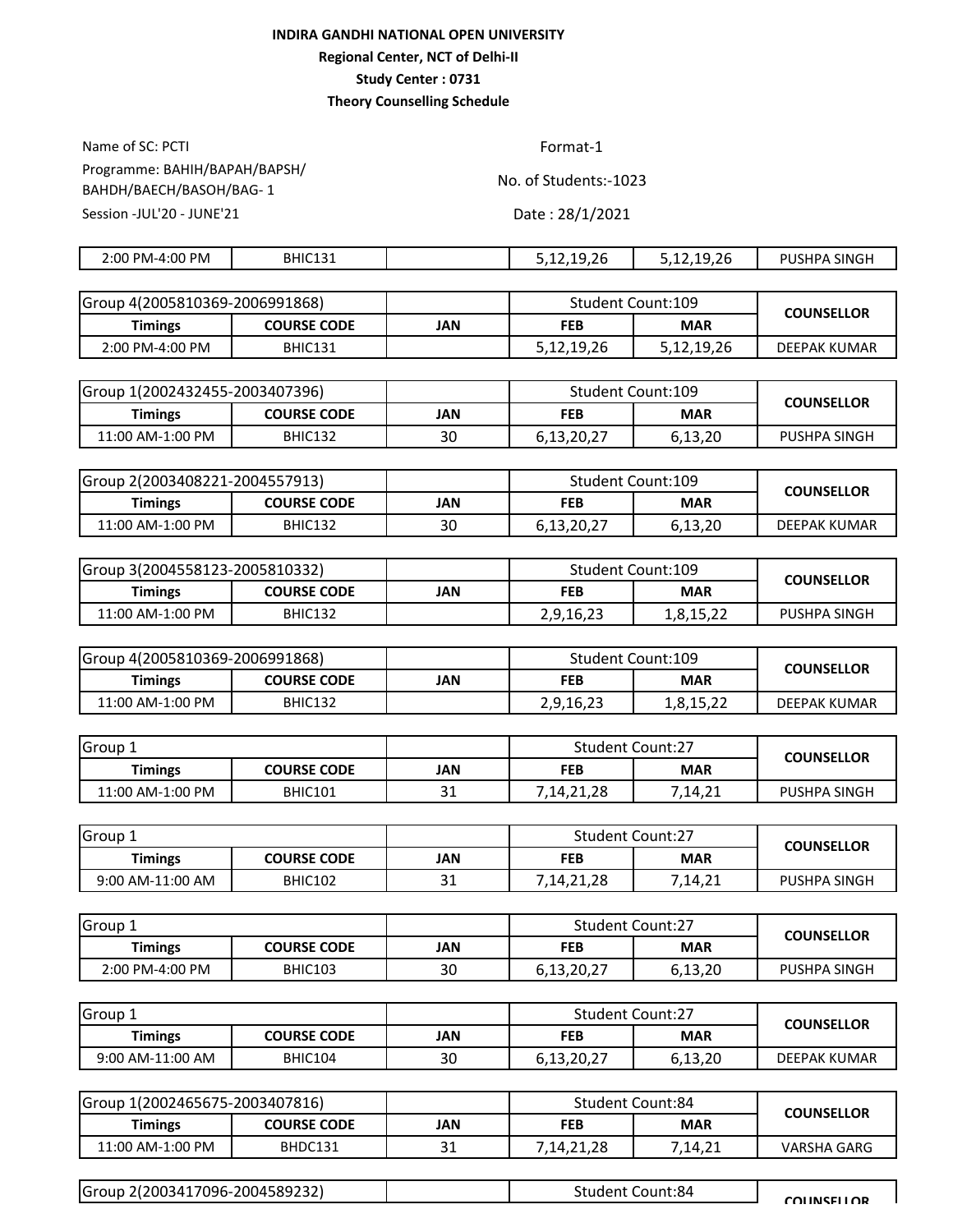**INDIRA GANDHI NATIONAL OPEN UNIVERSITY**

**Regional Center, NCT of Delhi-II**

**Study Center : 0731**

**Theory Counselling Schedule**

Name of SC: PCTI

Format-1

Programme: BAHIH/BAPAH/BAPSH/ BAHDH/BAECH/BASOH/BAG- 1

No. of Students:-1023

Session -JUL'20 - JUNE'21

Date : 28/1/2021

| 2:00 PM-4:00 PM | BHIC131 | | 5,12,19,26 | 5,12,19,26 | PUSHPA SINGH |
|---|---|---|---|---|---|

| Group 4(2005810369-2006991868) | | | Student Count:109 | | COUNSELLOR |
|---|---|---|---|---|---|
| **Timings** | **COURSE CODE** | **JAN** | **FEB** | **MAR** | |
| 2:00 PM-4:00 PM | BHIC131 | | 5,12,19,26 | 5,12,19,26 | DEEPAK KUMAR |

| Group 1(2002432455-2003407396) | | | Student Count:109 | | COUNSELLOR |
|---|---|---|---|---|---|
| **Timings** | **COURSE CODE** | **JAN** | **FEB** | **MAR** | |
| 11:00 AM-1:00 PM | BHIC132 | 30 | 6,13,20,27 | 6,13,20 | PUSHPA SINGH |

| Group 2(2003408221-2004557913) | | | Student Count:109 | | COUNSELLOR |
|---|---|---|---|---|---|
| **Timings** | **COURSE CODE** | **JAN** | **FEB** | **MAR** | |
| 11:00 AM-1:00 PM | BHIC132 | 30 | 6,13,20,27 | 6,13,20 | DEEPAK KUMAR |

| Group 3(2004558123-2005810332) | | | Student Count:109 | | COUNSELLOR |
|---|---|---|---|---|---|
| **Timings** | **COURSE CODE** | **JAN** | **FEB** | **MAR** | |
| 11:00 AM-1:00 PM | BHIC132 | | 2,9,16,23 | 1,8,15,22 | PUSHPA SINGH |

| Group 4(2005810369-2006991868) | | | Student Count:109 | | COUNSELLOR |
|---|---|---|---|---|---|
| **Timings** | **COURSE CODE** | **JAN** | **FEB** | **MAR** | |
| 11:00 AM-1:00 PM | BHIC132 | | 2,9,16,23 | 1,8,15,22 | DEEPAK KUMAR |

| Group 1 | | | Student Count:27 | | COUNSELLOR |
|---|---|---|---|---|---|
| **Timings** | **COURSE CODE** | **JAN** | **FEB** | **MAR** | |
| 11:00 AM-1:00 PM | BHIC101 | 31 | 7,14,21,28 | 7,14,21 | PUSHPA SINGH |

| Group 1 | | | Student Count:27 | | COUNSELLOR |
|---|---|---|---|---|---|
| **Timings** | **COURSE CODE** | **JAN** | **FEB** | **MAR** | |
| 9:00 AM-11:00 AM | BHIC102 | 31 | 7,14,21,28 | 7,14,21 | PUSHPA SINGH |

| Group 1 | | | Student Count:27 | | COUNSELLOR |
|---|---|---|---|---|---|
| **Timings** | **COURSE CODE** | **JAN** | **FEB** | **MAR** | |
| 2:00 PM-4:00 PM | BHIC103 | 30 | 6,13,20,27 | 6,13,20 | PUSHPA SINGH |

| Group 1 | | | Student Count:27 | | COUNSELLOR |
|---|---|---|---|---|---|
| **Timings** | **COURSE CODE** | **JAN** | **FEB** | **MAR** | |
| 9:00 AM-11:00 AM | BHIC104 | 30 | 6,13,20,27 | 6,13,20 | DEEPAK KUMAR |

| Group 1(2002465675-2003407816) | | | Student Count:84 | | COUNSELLOR |
|---|---|---|---|---|---|
| **Timings** | **COURSE CODE** | **JAN** | **FEB** | **MAR** | |
| 11:00 AM-1:00 PM | BHDC131 | 31 | 7,14,21,28 | 7,14,21 | VARSHA GARG |

| Group 2(2003417096-2004589232) | | | Student Count:84 | | COUNSELLOR |
|---|---|---|---|---|---|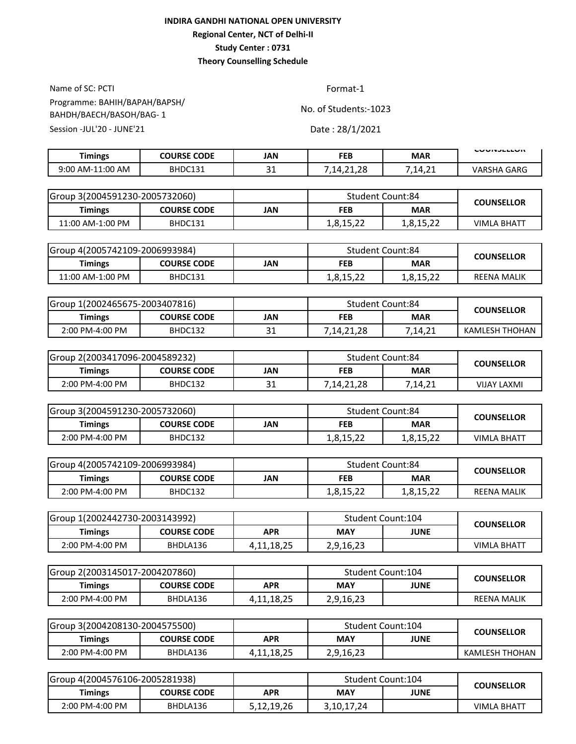**INDIRA GANDHI NATIONAL OPEN UNIVERSITY**
**Regional Center, NCT of Delhi-II**
**Study Center : 0731**
**Theory Counselling Schedule**

Name of SC: PCTI

Programme: BAHIH/BAPAH/BAPSH/BAHDH/BAECH/BASOH/BAG- 1

Session -JUL'20 - JUNE'21

Format-1

No. of Students:-1023

Date : 28/1/2021

| Timings | COURSE CODE | JAN | FEB | MAR | COUNSELLOR |
|---|---|---|---|---|---|
| 9:00 AM-11:00 AM | BHDC131 | 31 | 7,14,21,28 | 7,14,21 | VARSHA GARG |

| Group 3(2004591230-2005732060) | | | Student Count:84 | | COUNSELLOR |
|---|---|---|---|---|---|
| Timings | COURSE CODE | JAN | FEB | MAR | |
| 11:00 AM-1:00 PM | BHDC131 | | 1,8,15,22 | 1,8,15,22 | VIMLA BHATT |

| Group 4(2005742109-2006993984) | | | Student Count:84 | | COUNSELLOR |
|---|---|---|---|---|---|
| Timings | COURSE CODE | JAN | FEB | MAR | |
| 11:00 AM-1:00 PM | BHDC131 | | 1,8,15,22 | 1,8,15,22 | REENA MALIK |

| Group 1(2002465675-2003407816) | | | Student Count:84 | | COUNSELLOR |
|---|---|---|---|---|---|
| Timings | COURSE CODE | JAN | FEB | MAR | |
| 2:00 PM-4:00 PM | BHDC132 | 31 | 7,14,21,28 | 7,14,21 | KAMLESH THOHAN |

| Group 2(2003417096-2004589232) | | | Student Count:84 | | COUNSELLOR |
|---|---|---|---|---|---|
| Timings | COURSE CODE | JAN | FEB | MAR | |
| 2:00 PM-4:00 PM | BHDC132 | 31 | 7,14,21,28 | 7,14,21 | VIJAY LAXMI |

| Group 3(2004591230-2005732060) | | | Student Count:84 | | COUNSELLOR |
|---|---|---|---|---|---|
| Timings | COURSE CODE | JAN | FEB | MAR | |
| 2:00 PM-4:00 PM | BHDC132 | | 1,8,15,22 | 1,8,15,22 | VIMLA BHATT |

| Group 4(2005742109-2006993984) | | | Student Count:84 | | COUNSELLOR |
|---|---|---|---|---|---|
| Timings | COURSE CODE | JAN | FEB | MAR | |
| 2:00 PM-4:00 PM | BHDC132 | | 1,8,15,22 | 1,8,15,22 | REENA MALIK |

| Group 1(2002442730-2003143992) | | | Student Count:104 | | COUNSELLOR |
|---|---|---|---|---|---|
| Timings | COURSE CODE | APR | MAY | JUNE | |
| 2:00 PM-4:00 PM | BHDLA136 | 4,11,18,25 | 2,9,16,23 | | VIMLA BHATT |

| Group 2(2003145017-2004207860) | | | Student Count:104 | | COUNSELLOR |
|---|---|---|---|---|---|
| Timings | COURSE CODE | APR | MAY | JUNE | |
| 2:00 PM-4:00 PM | BHDLA136 | 4,11,18,25 | 2,9,16,23 | | REENA MALIK |

| Group 3(2004208130-2004575500) | | | Student Count:104 | | COUNSELLOR |
|---|---|---|---|---|---|
| Timings | COURSE CODE | APR | MAY | JUNE | |
| 2:00 PM-4:00 PM | BHDLA136 | 4,11,18,25 | 2,9,16,23 | | KAMLESH THOHAN |

| Group 4(2004576106-2005281938) | | | Student Count:104 | | COUNSELLOR |
|---|---|---|---|---|---|
| Timings | COURSE CODE | APR | MAY | JUNE | |
| 2:00 PM-4:00 PM | BHDLA136 | 5,12,19,26 | 3,10,17,24 | | VIMLA BHATT |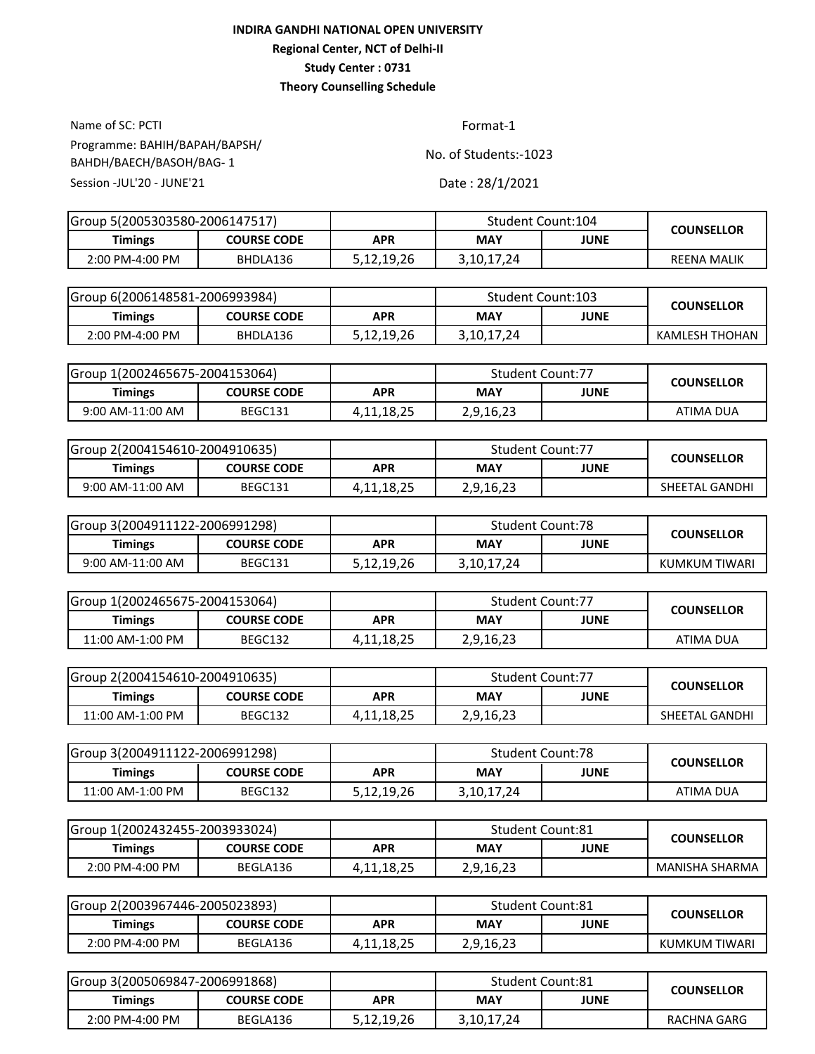**INDIRA GANDHI NATIONAL OPEN UNIVERSITY**

**Regional Center, NCT of Delhi-II**

**Study Center : 0731**

**Theory Counselling Schedule**

Name of SC: PCTI

Programme: BAHIH/BAPAH/BAPSH/ BAHDH/BAECH/BASOH/BAG- 1

Session -JUL'20 - JUNE'21

Format-1

No. of Students:-1023

Date : 28/1/2021

| Group 5(2005303580-2006147517) | | | Student Count:104 | | COUNSELLOR |
|---|---|---|---|---|---|
| Timings | COURSE CODE | APR | MAY | JUNE | |
| 2:00 PM-4:00 PM | BHDLA136 | 5,12,19,26 | 3,10,17,24 | | REENA MALIK |

| Group 6(2006148581-2006993984) | | | Student Count:103 | | COUNSELLOR |
|---|---|---|---|---|---|
| Timings | COURSE CODE | APR | MAY | JUNE | |
| 2:00 PM-4:00 PM | BHDLA136 | 5,12,19,26 | 3,10,17,24 | | KAMLESH THOHAN |

| Group 1(2002465675-2004153064) | | | Student Count:77 | | COUNSELLOR |
|---|---|---|---|---|---|
| Timings | COURSE CODE | APR | MAY | JUNE | |
| 9:00 AM-11:00 AM | BEGC131 | 4,11,18,25 | 2,9,16,23 | | ATIMA DUA |

| Group 2(2004154610-2004910635) | | | Student Count:77 | | COUNSELLOR |
|---|---|---|---|---|---|
| Timings | COURSE CODE | APR | MAY | JUNE | |
| 9:00 AM-11:00 AM | BEGC131 | 4,11,18,25 | 2,9,16,23 | | SHEETAL GANDHI |

| Group 3(2004911122-2006991298) | | | Student Count:78 | | COUNSELLOR |
|---|---|---|---|---|---|
| Timings | COURSE CODE | APR | MAY | JUNE | |
| 9:00 AM-11:00 AM | BEGC131 | 5,12,19,26 | 3,10,17,24 | | KUMKUM TIWARI |

| Group 1(2002465675-2004153064) | | | Student Count:77 | | COUNSELLOR |
|---|---|---|---|---|---|
| Timings | COURSE CODE | APR | MAY | JUNE | |
| 11:00 AM-1:00 PM | BEGC132 | 4,11,18,25 | 2,9,16,23 | | ATIMA DUA |

| Group 2(2004154610-2004910635) | | | Student Count:77 | | COUNSELLOR |
|---|---|---|---|---|---|
| Timings | COURSE CODE | APR | MAY | JUNE | |
| 11:00 AM-1:00 PM | BEGC132 | 4,11,18,25 | 2,9,16,23 | | SHEETAL GANDHI |

| Group 3(2004911122-2006991298) | | | Student Count:78 | | COUNSELLOR |
|---|---|---|---|---|---|
| Timings | COURSE CODE | APR | MAY | JUNE | |
| 11:00 AM-1:00 PM | BEGC132 | 5,12,19,26 | 3,10,17,24 | | ATIMA DUA |

| Group 1(2002432455-2003933024) | | | Student Count:81 | | COUNSELLOR |
|---|---|---|---|---|---|
| Timings | COURSE CODE | APR | MAY | JUNE | |
| 2:00 PM-4:00 PM | BEGLA136 | 4,11,18,25 | 2,9,16,23 | | MANISHA SHARMA |

| Group 2(2003967446-2005023893) | | | Student Count:81 | | COUNSELLOR |
|---|---|---|---|---|---|
| Timings | COURSE CODE | APR | MAY | JUNE | |
| 2:00 PM-4:00 PM | BEGLA136 | 4,11,18,25 | 2,9,16,23 | | KUMKUM TIWARI |

| Group 3(2005069847-2006991868) | | | Student Count:81 | | COUNSELLOR |
|---|---|---|---|---|---|
| Timings | COURSE CODE | APR | MAY | JUNE | |
| 2:00 PM-4:00 PM | BEGLA136 | 5,12,19,26 | 3,10,17,24 | | RACHNA GARG |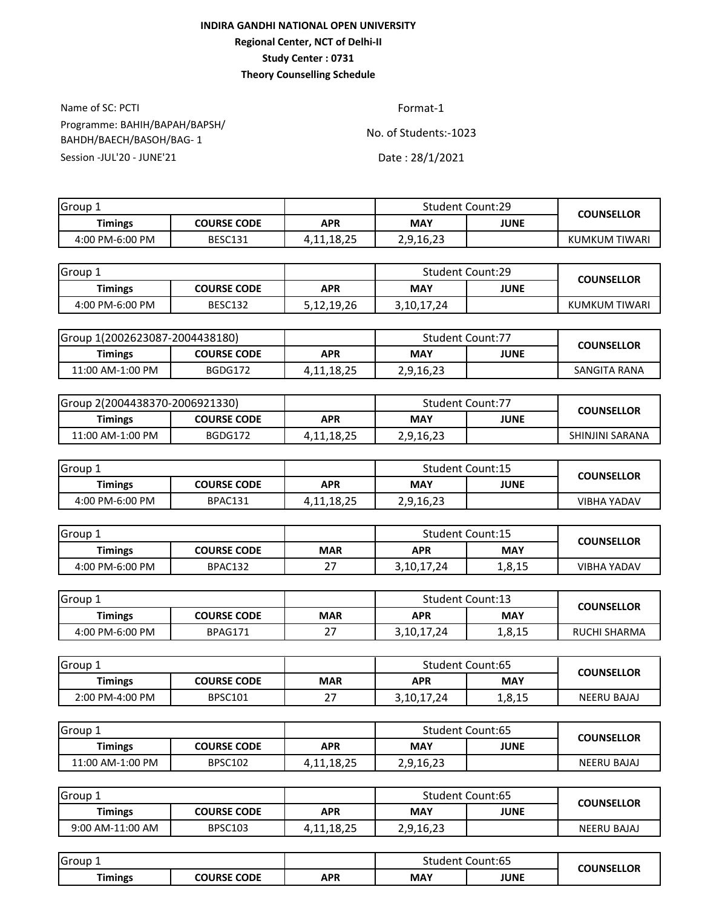**INDIRA GANDHI NATIONAL OPEN UNIVERSITY**

**Regional Center, NCT of Delhi-II**

**Study Center : 0731**

**Theory Counselling Schedule**

Name of SC: PCTI

Programme: BAHIH/BAPAH/BAPSH/ BAHDH/BAECH/BASOH/BAG- 1

Session -JUL'20 - JUNE'21

Format-1

No. of Students:-1023

Date : 28/1/2021

| Group 1 | | | Student Count:29 | | COUNSELLOR |
|---|---|---|---|---|---|
| **Timings** | **COURSE CODE** | **APR** | **MAY** | **JUNE** | |
| 4:00 PM-6:00 PM | BESC131 | 4,11,18,25 | 2,9,16,23 | | KUMKUM TIWARI |

| Group 1 | | | Student Count:29 | | COUNSELLOR |
|---|---|---|---|---|---|
| **Timings** | **COURSE CODE** | **APR** | **MAY** | **JUNE** | |
| 4:00 PM-6:00 PM | BESC132 | 5,12,19,26 | 3,10,17,24 | | KUMKUM TIWARI |

| Group 1(2002623087-2004438180) | | | Student Count:77 | | COUNSELLOR |
|---|---|---|---|---|---|
| **Timings** | **COURSE CODE** | **APR** | **MAY** | **JUNE** | |
| 11:00 AM-1:00 PM | BGDG172 | 4,11,18,25 | 2,9,16,23 | | SANGITA RANA |

| Group 2(2004438370-2006921330) | | | Student Count:77 | | COUNSELLOR |
|---|---|---|---|---|---|
| **Timings** | **COURSE CODE** | **APR** | **MAY** | **JUNE** | |
| 11:00 AM-1:00 PM | BGDG172 | 4,11,18,25 | 2,9,16,23 | | SHINJINI SARANA |

| Group 1 | | | Student Count:15 | | COUNSELLOR |
|---|---|---|---|---|---|
| **Timings** | **COURSE CODE** | **APR** | **MAY** | **JUNE** | |
| 4:00 PM-6:00 PM | BPAC131 | 4,11,18,25 | 2,9,16,23 | | VIBHA YADAV |

| Group 1 | | | Student Count:15 | | COUNSELLOR |
|---|---|---|---|---|---|
| **Timings** | **COURSE CODE** | **MAR** | **APR** | **MAY** | |
| 4:00 PM-6:00 PM | BPAC132 | 27 | 3,10,17,24 | 1,8,15 | VIBHA YADAV |

| Group 1 | | | Student Count:13 | | COUNSELLOR |
|---|---|---|---|---|---|
| **Timings** | **COURSE CODE** | **MAR** | **APR** | **MAY** | |
| 4:00 PM-6:00 PM | BPAG171 | 27 | 3,10,17,24 | 1,8,15 | RUCHI SHARMA |

| Group 1 | | | Student Count:65 | | COUNSELLOR |
|---|---|---|---|---|---|
| **Timings** | **COURSE CODE** | **MAR** | **APR** | **MAY** | |
| 2:00 PM-4:00 PM | BPSC101 | 27 | 3,10,17,24 | 1,8,15 | NEERU BAJAJ |

| Group 1 | | | Student Count:65 | | COUNSELLOR |
|---|---|---|---|---|---|
| **Timings** | **COURSE CODE** | **APR** | **MAY** | **JUNE** | |
| 11:00 AM-1:00 PM | BPSC102 | 4,11,18,25 | 2,9,16,23 | | NEERU BAJAJ |

| Group 1 | | | Student Count:65 | | COUNSELLOR |
|---|---|---|---|---|---|
| **Timings** | **COURSE CODE** | **APR** | **MAY** | **JUNE** | |
| 9:00 AM-11:00 AM | BPSC103 | 4,11,18,25 | 2,9,16,23 | | NEERU BAJAJ |

| Group 1 | | | Student Count:65 | | COUNSELLOR |
|---|---|---|---|---|---|
| **Timings** | **COURSE CODE** | **APR** | **MAY** | **JUNE** | |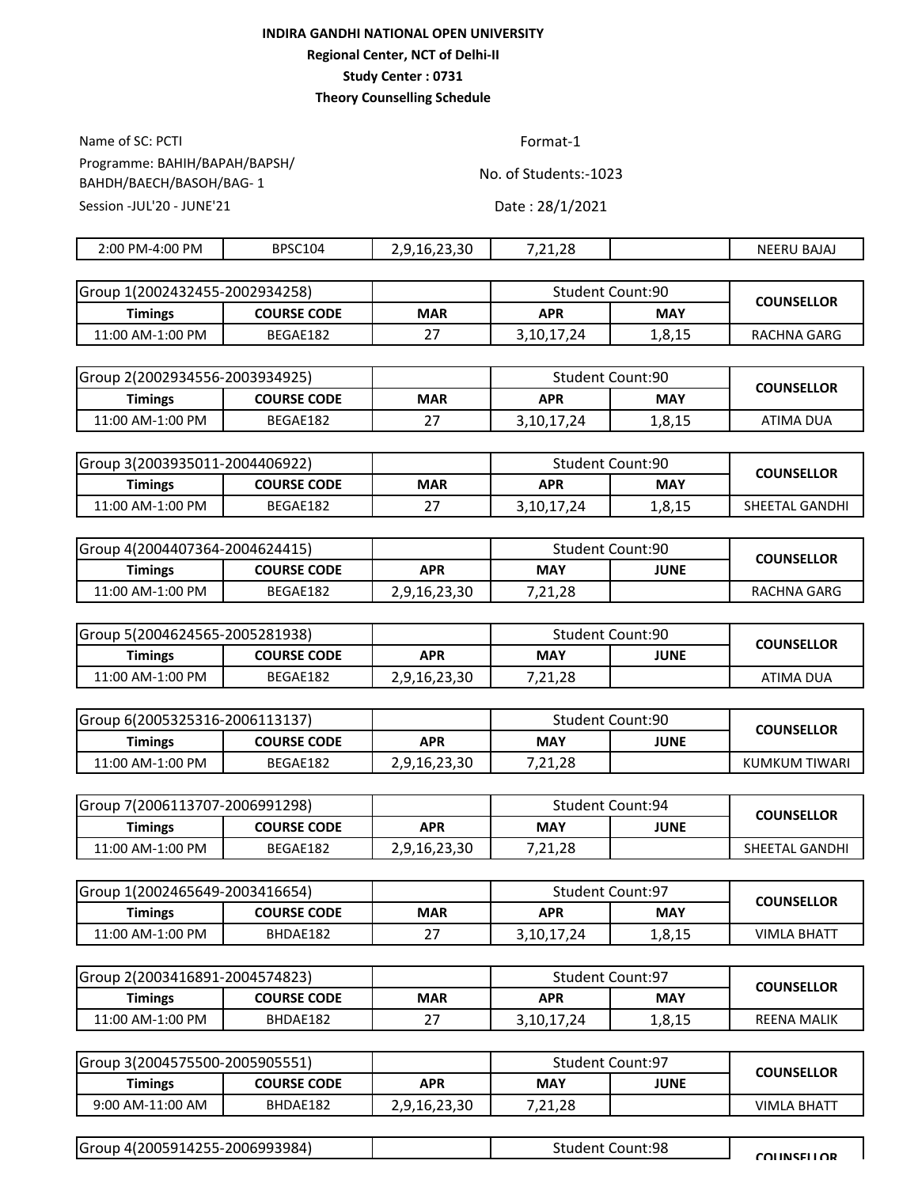**INDIRA GANDHI NATIONAL OPEN UNIVERSITY**

**Regional Center, NCT of Delhi-II**

**Study Center : 0731**

**Theory Counselling Schedule**

Name of SC: PCTI

Format-1

Programme: BAHIH/BAPAH/BAPSH/ BAHDH/BAECH/BASOH/BAG- 1

No. of Students:-1023

Session -JUL'20 - JUNE'21

Date : 28/1/2021

| | | | | | |
|---|---|---|---|---|---|
| 2:00 PM-4:00 PM | BPSC104 | 2,9,16,23,30 | 7,21,28 | | NEERU BAJAJ |

| Group 1(2002432455-2002934258) | | | Student Count:90 | | COUNSELLOR |
|---|---|---|---|---|---|
| **Timings** | **COURSE CODE** | **MAR** | **APR** | **MAY** | |
| 11:00 AM-1:00 PM | BEGAE182 | 27 | 3,10,17,24 | 1,8,15 | RACHNA GARG |

| Group 2(2002934556-2003934925) | | | Student Count:90 | | COUNSELLOR |
|---|---|---|---|---|---|
| **Timings** | **COURSE CODE** | **MAR** | **APR** | **MAY** | |
| 11:00 AM-1:00 PM | BEGAE182 | 27 | 3,10,17,24 | 1,8,15 | ATIMA DUA |

| Group 3(2003935011-2004406922) | | | Student Count:90 | | COUNSELLOR |
|---|---|---|---|---|---|
| **Timings** | **COURSE CODE** | **MAR** | **APR** | **MAY** | |
| 11:00 AM-1:00 PM | BEGAE182 | 27 | 3,10,17,24 | 1,8,15 | SHEETAL GANDHI |

| Group 4(2004407364-2004624415) | | | Student Count:90 | | COUNSELLOR |
|---|---|---|---|---|---|
| **Timings** | **COURSE CODE** | **APR** | **MAY** | **JUNE** | |
| 11:00 AM-1:00 PM | BEGAE182 | 2,9,16,23,30 | 7,21,28 | | RACHNA GARG |

| Group 5(2004624565-2005281938) | | | Student Count:90 | | COUNSELLOR |
|---|---|---|---|---|---|
| **Timings** | **COURSE CODE** | **APR** | **MAY** | **JUNE** | |
| 11:00 AM-1:00 PM | BEGAE182 | 2,9,16,23,30 | 7,21,28 | | ATIMA DUA |

| Group 6(2005325316-2006113137) | | | Student Count:90 | | COUNSELLOR |
|---|---|---|---|---|---|
| **Timings** | **COURSE CODE** | **APR** | **MAY** | **JUNE** | |
| 11:00 AM-1:00 PM | BEGAE182 | 2,9,16,23,30 | 7,21,28 | | KUMKUM TIWARI |

| Group 7(2006113707-2006991298) | | | Student Count:94 | | COUNSELLOR |
|---|---|---|---|---|---|
| **Timings** | **COURSE CODE** | **APR** | **MAY** | **JUNE** | |
| 11:00 AM-1:00 PM | BEGAE182 | 2,9,16,23,30 | 7,21,28 | | SHEETAL GANDHI |

| Group 1(2002465649-2003416654) | | | Student Count:97 | | COUNSELLOR |
|---|---|---|---|---|---|
| **Timings** | **COURSE CODE** | **MAR** | **APR** | **MAY** | |
| 11:00 AM-1:00 PM | BHDAE182 | 27 | 3,10,17,24 | 1,8,15 | VIMLA BHATT |

| Group 2(2003416891-2004574823) | | | Student Count:97 | | COUNSELLOR |
|---|---|---|---|---|---|
| **Timings** | **COURSE CODE** | **MAR** | **APR** | **MAY** | |
| 11:00 AM-1:00 PM | BHDAE182 | 27 | 3,10,17,24 | 1,8,15 | REENA MALIK |

| Group 3(2004575500-2005905551) | | | Student Count:97 | | COUNSELLOR |
|---|---|---|---|---|---|
| **Timings** | **COURSE CODE** | **APR** | **MAY** | **JUNE** | |
| 9:00 AM-11:00 AM | BHDAE182 | 2,9,16,23,30 | 7,21,28 | | VIMLA BHATT |

| Group 4(2005914255-2006993984) | | | Student Count:98 | | COUNSELLOR |
|---|---|---|---|---|---|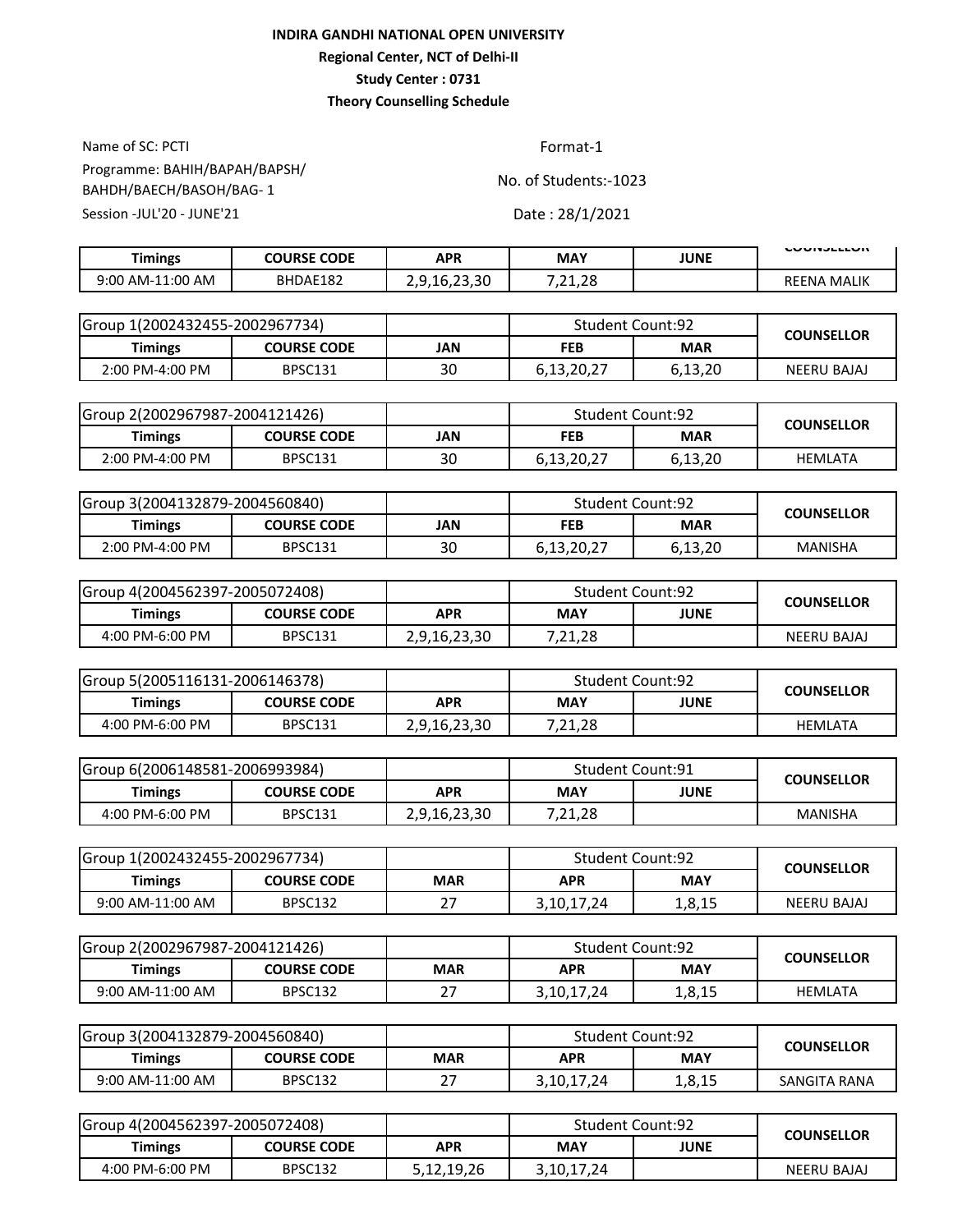**INDIRA GANDHI NATIONAL OPEN UNIVERSITY**

**Regional Center, NCT of Delhi-II**

**Study Center : 0731**

**Theory Counselling Schedule**

Name of SC: PCTI

Programme: BAHIH/BAPAH/BAPSH/ BAHDH/BAECH/BASOH/BAG- 1

Session -JUL'20 - JUNE'21

Format-1

No. of Students:-1023

Date : 28/1/2021

| Timings | COURSE CODE | APR | MAY | JUNE | COUNSELLOR |
|---|---|---|---|---|---|
| 9:00 AM-11:00 AM | BHDAE182 | 2,9,16,23,30 | 7,21,28 | | REENA MALIK |

| Group 1(2002432455-2002967734) | | | Student Count:92 | | COUNSELLOR |
|---|---|---|---|---|---|
| **Timings** | **COURSE CODE** | **JAN** | **FEB** | **MAR** | |
| 2:00 PM-4:00 PM | BPSC131 | 30 | 6,13,20,27 | 6,13,20 | NEERU BAJAJ |

| Group 2(2002967987-2004121426) | | | Student Count:92 | | COUNSELLOR |
|---|---|---|---|---|---|
| **Timings** | **COURSE CODE** | **JAN** | **FEB** | **MAR** | |
| 2:00 PM-4:00 PM | BPSC131 | 30 | 6,13,20,27 | 6,13,20 | HEMLATA |

| Group 3(2004132879-2004560840) | | | Student Count:92 | | COUNSELLOR |
|---|---|---|---|---|---|
| **Timings** | **COURSE CODE** | **JAN** | **FEB** | **MAR** | |
| 2:00 PM-4:00 PM | BPSC131 | 30 | 6,13,20,27 | 6,13,20 | MANISHA |

| Group 4(2004562397-2005072408) | | | Student Count:92 | | COUNSELLOR |
|---|---|---|---|---|---|
| **Timings** | **COURSE CODE** | **APR** | **MAY** | **JUNE** | |
| 4:00 PM-6:00 PM | BPSC131 | 2,9,16,23,30 | 7,21,28 | | NEERU BAJAJ |

| Group 5(2005116131-2006146378) | | | Student Count:92 | | COUNSELLOR |
|---|---|---|---|---|---|
| **Timings** | **COURSE CODE** | **APR** | **MAY** | **JUNE** | |
| 4:00 PM-6:00 PM | BPSC131 | 2,9,16,23,30 | 7,21,28 | | HEMLATA |

| Group 6(2006148581-2006993984) | | | Student Count:91 | | COUNSELLOR |
|---|---|---|---|---|---|
| **Timings** | **COURSE CODE** | **APR** | **MAY** | **JUNE** | |
| 4:00 PM-6:00 PM | BPSC131 | 2,9,16,23,30 | 7,21,28 | | MANISHA |

| Group 1(2002432455-2002967734) | | | Student Count:92 | | COUNSELLOR |
|---|---|---|---|---|---|
| **Timings** | **COURSE CODE** | **MAR** | **APR** | **MAY** | |
| 9:00 AM-11:00 AM | BPSC132 | 27 | 3,10,17,24 | 1,8,15 | NEERU BAJAJ |

| Group 2(2002967987-2004121426) | | | Student Count:92 | | COUNSELLOR |
|---|---|---|---|---|---|
| **Timings** | **COURSE CODE** | **MAR** | **APR** | **MAY** | |
| 9:00 AM-11:00 AM | BPSC132 | 27 | 3,10,17,24 | 1,8,15 | HEMLATA |

| Group 3(2004132879-2004560840) | | | Student Count:92 | | COUNSELLOR |
|---|---|---|---|---|---|
| **Timings** | **COURSE CODE** | **MAR** | **APR** | **MAY** | |
| 9:00 AM-11:00 AM | BPSC132 | 27 | 3,10,17,24 | 1,8,15 | SANGITA RANA |

| Group 4(2004562397-2005072408) | | | Student Count:92 | | COUNSELLOR |
|---|---|---|---|---|---|
| **Timings** | **COURSE CODE** | **APR** | **MAY** | **JUNE** | |
| 4:00 PM-6:00 PM | BPSC132 | 5,12,19,26 | 3,10,17,24 | | NEERU BAJAJ |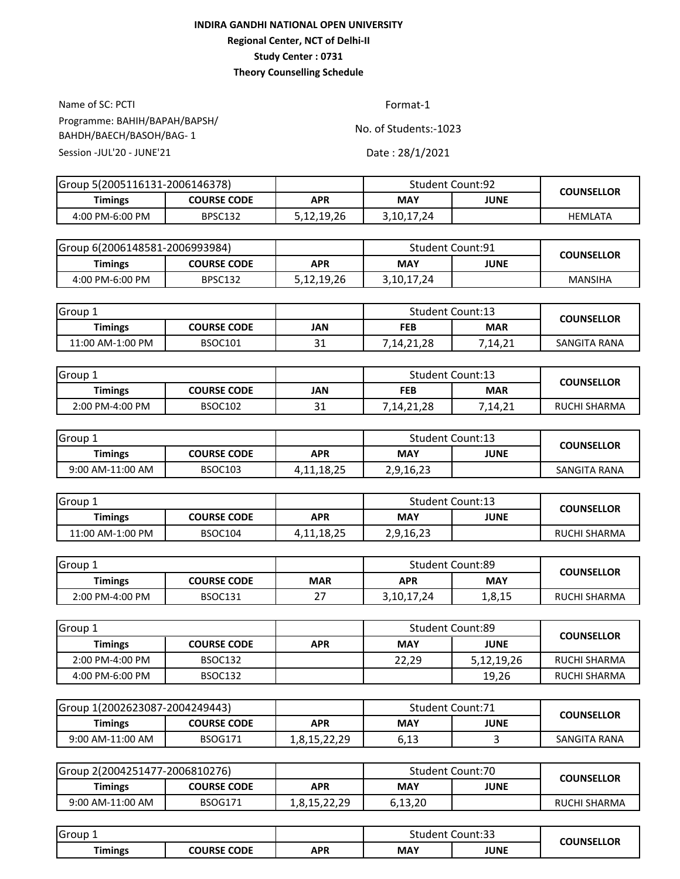**INDIRA GANDHI NATIONAL OPEN UNIVERSITY**

**Regional Center, NCT of Delhi-II**

**Study Center : 0731**

**Theory Counselling Schedule**

Name of SC: PCTI

Programme: BAHIH/BAPAH/BAPSH/ BAHDH/BAECH/BASOH/BAG- 1

Session -JUL'20 - JUNE'21

Format-1

No. of Students:-1023

Date : 28/1/2021

| Group 5(2005116131-2006146378) | | | Student Count:92 | | COUNSELLOR |
|---|---|---|---|---|---|
| **Timings** | **COURSE CODE** | **APR** | **MAY** | **JUNE** | |
| 4:00 PM-6:00 PM | BPSC132 | 5,12,19,26 | 3,10,17,24 | | HEMLATA |

| Group 6(2006148581-2006993984) | | | Student Count:91 | | COUNSELLOR |
|---|---|---|---|---|---|
| **Timings** | **COURSE CODE** | **APR** | **MAY** | **JUNE** | |
| 4:00 PM-6:00 PM | BPSC132 | 5,12,19,26 | 3,10,17,24 | | MANSIHA |

| Group 1 | | | Student Count:13 | | COUNSELLOR |
|---|---|---|---|---|---|
| **Timings** | **COURSE CODE** | **JAN** | **FEB** | **MAR** | |
| 11:00 AM-1:00 PM | BSOC101 | 31 | 7,14,21,28 | 7,14,21 | SANGITA RANA |

| Group 1 | | | Student Count:13 | | COUNSELLOR |
|---|---|---|---|---|---|
| **Timings** | **COURSE CODE** | **JAN** | **FEB** | **MAR** | |
| 2:00 PM-4:00 PM | BSOC102 | 31 | 7,14,21,28 | 7,14,21 | RUCHI SHARMA |

| Group 1 | | | Student Count:13 | | COUNSELLOR |
|---|---|---|---|---|---|
| **Timings** | **COURSE CODE** | **APR** | **MAY** | **JUNE** | |
| 9:00 AM-11:00 AM | BSOC103 | 4,11,18,25 | 2,9,16,23 | | SANGITA RANA |

| Group 1 | | | Student Count:13 | | COUNSELLOR |
|---|---|---|---|---|---|
| **Timings** | **COURSE CODE** | **APR** | **MAY** | **JUNE** | |
| 11:00 AM-1:00 PM | BSOC104 | 4,11,18,25 | 2,9,16,23 | | RUCHI SHARMA |

| Group 1 | | | Student Count:89 | | COUNSELLOR |
|---|---|---|---|---|---|
| **Timings** | **COURSE CODE** | **MAR** | **APR** | **MAY** | |
| 2:00 PM-4:00 PM | BSOC131 | 27 | 3,10,17,24 | 1,8,15 | RUCHI SHARMA |

| Group 1 | | | Student Count:89 | | COUNSELLOR |
|---|---|---|---|---|---|
| **Timings** | **COURSE CODE** | **APR** | **MAY** | **JUNE** | |
| 2:00 PM-4:00 PM | BSOC132 | | 22,29 | 5,12,19,26 | RUCHI SHARMA |
| 4:00 PM-6:00 PM | BSOC132 | | | 19,26 | RUCHI SHARMA |

| Group 1(2002623087-2004249443) | | | Student Count:71 | | COUNSELLOR |
|---|---|---|---|---|---|
| **Timings** | **COURSE CODE** | **APR** | **MAY** | **JUNE** | |
| 9:00 AM-11:00 AM | BSOG171 | 1,8,15,22,29 | 6,13 | 3 | SANGITA RANA |

| Group 2(2004251477-2006810276) | | | Student Count:70 | | COUNSELLOR |
|---|---|---|---|---|---|
| **Timings** | **COURSE CODE** | **APR** | **MAY** | **JUNE** | |
| 9:00 AM-11:00 AM | BSOG171 | 1,8,15,22,29 | 6,13,20 | | RUCHI SHARMA |

| Group 1 | | | Student Count:33 | | COUNSELLOR |
|---|---|---|---|---|---|
| **Timings** | **COURSE CODE** | **APR** | **MAY** | **JUNE** | |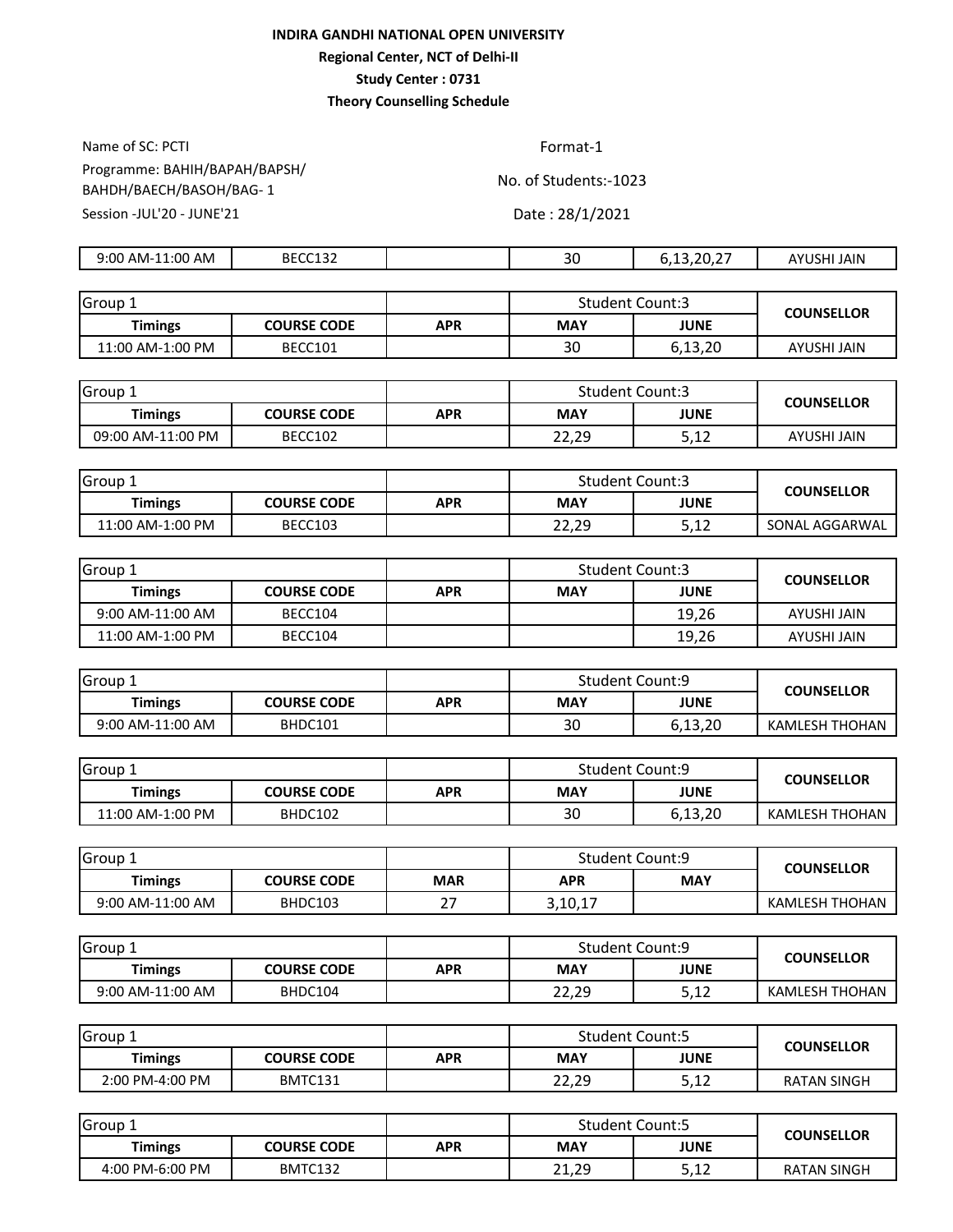**INDIRA GANDHI NATIONAL OPEN UNIVERSITY**

**Regional Center, NCT of Delhi-II**

**Study Center : 0731**

**Theory Counselling Schedule**

Name of SC: PCTI

Programme: BAHIH/BAPAH/BAPSH/BAHDH/BAECH/BASOH/BAG- 1

Session -JUL'20 - JUNE'21

Format-1

No. of Students:-1023

Date : 28/1/2021

| | | | | | |
|---|---|---|---|---|---|
| 9:00 AM-11:00 AM | BECC132 | | 30 | 6,13,20,27 | AYUSHI JAIN |

| Group 1 | | | Student Count:3 | | COUNSELLOR |
|---|---|---|---|---|---|
| **Timings** | **COURSE CODE** | **APR** | **MAY** | **JUNE** | |
| 11:00 AM-1:00 PM | BECC101 | | 30 | 6,13,20 | AYUSHI JAIN |

| Group 1 | | | Student Count:3 | | COUNSELLOR |
|---|---|---|---|---|---|
| **Timings** | **COURSE CODE** | **APR** | **MAY** | **JUNE** | |
| 09:00 AM-11:00 PM | BECC102 | | 22,29 | 5,12 | AYUSHI JAIN |

| Group 1 | | | Student Count:3 | | COUNSELLOR |
|---|---|---|---|---|---|
| **Timings** | **COURSE CODE** | **APR** | **MAY** | **JUNE** | |
| 11:00 AM-1:00 PM | BECC103 | | 22,29 | 5,12 | SONAL AGGARWAL |

| Group 1 | | | Student Count:3 | | COUNSELLOR |
|---|---|---|---|---|---|
| **Timings** | **COURSE CODE** | **APR** | **MAY** | **JUNE** | |
| 9:00 AM-11:00 AM | BECC104 | | | 19,26 | AYUSHI JAIN |
| 11:00 AM-1:00 PM | BECC104 | | | 19,26 | AYUSHI JAIN |

| Group 1 | | | Student Count:9 | | COUNSELLOR |
|---|---|---|---|---|---|
| **Timings** | **COURSE CODE** | **APR** | **MAY** | **JUNE** | |
| 9:00 AM-11:00 AM | BHDC101 | | 30 | 6,13,20 | KAMLESH THOHAN |

| Group 1 | | | Student Count:9 | | COUNSELLOR |
|---|---|---|---|---|---|
| **Timings** | **COURSE CODE** | **APR** | **MAY** | **JUNE** | |
| 11:00 AM-1:00 PM | BHDC102 | | 30 | 6,13,20 | KAMLESH THOHAN |

| Group 1 | | | Student Count:9 | | COUNSELLOR |
|---|---|---|---|---|---|
| **Timings** | **COURSE CODE** | **MAR** | **APR** | **MAY** | |
| 9:00 AM-11:00 AM | BHDC103 | 27 | 3,10,17 | | KAMLESH THOHAN |

| Group 1 | | | Student Count:9 | | COUNSELLOR |
|---|---|---|---|---|---|
| **Timings** | **COURSE CODE** | **APR** | **MAY** | **JUNE** | |
| 9:00 AM-11:00 AM | BHDC104 | | 22,29 | 5,12 | KAMLESH THOHAN |

| Group 1 | | | Student Count:5 | | COUNSELLOR |
|---|---|---|---|---|---|
| **Timings** | **COURSE CODE** | **APR** | **MAY** | **JUNE** | |
| 2:00 PM-4:00 PM | BMTC131 | | 22,29 | 5,12 | RATAN SINGH |

| Group 1 | | | Student Count:5 | | COUNSELLOR |
|---|---|---|---|---|---|
| **Timings** | **COURSE CODE** | **APR** | **MAY** | **JUNE** | |
| 4:00 PM-6:00 PM | BMTC132 | | 21,29 | 5,12 | RATAN SINGH |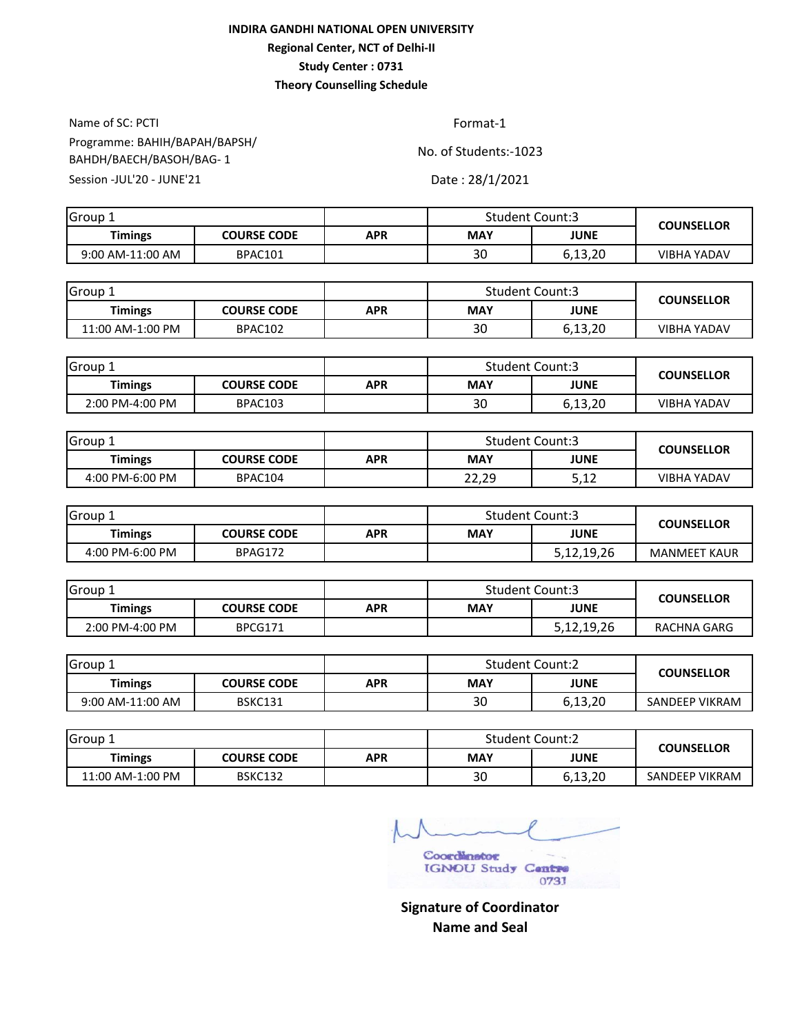**INDIRA GANDHI NATIONAL OPEN UNIVERSITY**
**Regional Center, NCT of Delhi-II**
**Study Center : 0731**
**Theory Counselling Schedule**

Name of SC: PCTI
Programme: BAHIH/BAPAH/BAPSH/BAHDH/BAECH/BASOH/BAG- 1
Session -JUL'20 - JUNE'21

Format-1
No. of Students:-1023
Date : 28/1/2021

| Group 1 | | | Student Count:3 | | COUNSELLOR |
|---|---|---|---|---|---|
| **Timings** | **COURSE CODE** | **APR** | **MAY** | **JUNE** | |
| 9:00 AM-11:00 AM | BPAC101 | | 30 | 6,13,20 | VIBHA YADAV |

| Group 1 | | | Student Count:3 | | COUNSELLOR |
|---|---|---|---|---|---|
| **Timings** | **COURSE CODE** | **APR** | **MAY** | **JUNE** | |
| 11:00 AM-1:00 PM | BPAC102 | | 30 | 6,13,20 | VIBHA YADAV |

| Group 1 | | | Student Count:3 | | COUNSELLOR |
|---|---|---|---|---|---|
| **Timings** | **COURSE CODE** | **APR** | **MAY** | **JUNE** | |
| 2:00 PM-4:00 PM | BPAC103 | | 30 | 6,13,20 | VIBHA YADAV |

| Group 1 | | | Student Count:3 | | COUNSELLOR |
|---|---|---|---|---|---|
| **Timings** | **COURSE CODE** | **APR** | **MAY** | **JUNE** | |
| 4:00 PM-6:00 PM | BPAC104 | | 22,29 | 5,12 | VIBHA YADAV |

| Group 1 | | | Student Count:3 | | COUNSELLOR |
|---|---|---|---|---|---|
| **Timings** | **COURSE CODE** | **APR** | **MAY** | **JUNE** | |
| 4:00 PM-6:00 PM | BPAG172 | | | 5,12,19,26 | MANMEET KAUR |

| Group 1 | | | Student Count:3 | | COUNSELLOR |
|---|---|---|---|---|---|
| **Timings** | **COURSE CODE** | **APR** | **MAY** | **JUNE** | |
| 2:00 PM-4:00 PM | BPCG171 | | | 5,12,19,26 | RACHNA GARG |

| Group 1 | | | Student Count:2 | | COUNSELLOR |
|---|---|---|---|---|---|
| **Timings** | **COURSE CODE** | **APR** | **MAY** | **JUNE** | |
| 9:00 AM-11:00 AM | BSKC131 | | 30 | 6,13,20 | SANDEEP VIKRAM |

| Group 1 | | | Student Count:2 | | COUNSELLOR |
|---|---|---|---|---|---|
| **Timings** | **COURSE CODE** | **APR** | **MAY** | **JUNE** | |
| 11:00 AM-1:00 PM | BSKC132 | | 30 | 6,13,20 | SANDEEP VIKRAM |

Coordinator
IGNOU Study Centre
0731

**Signature of Coordinator**
**Name and Seal**